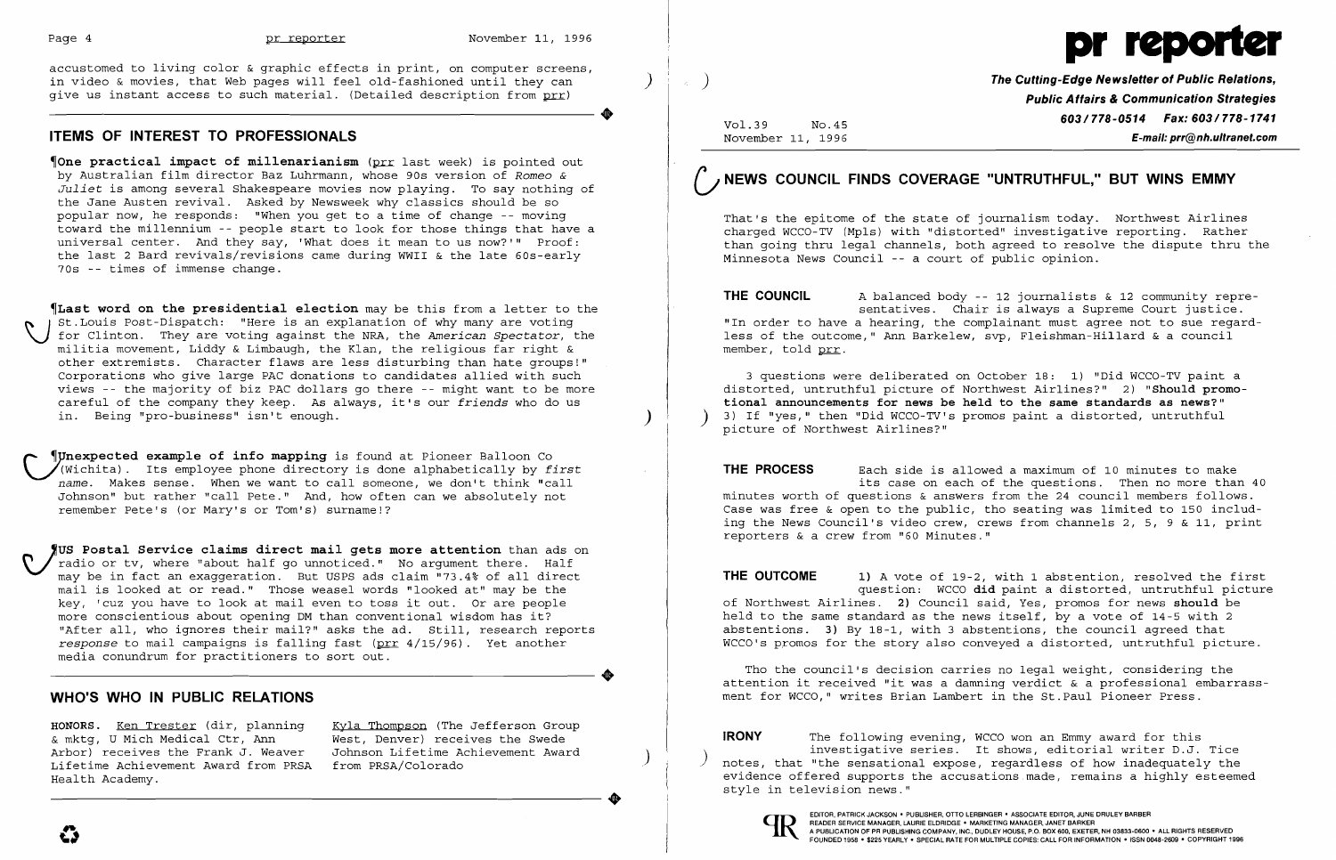accustomed to living color & graphic effects in print, on computer screens, in video & movies, that Web pages will feel old-fashioned until they can give us instant access to such material. (Detailed description from prr)

## ITEMS OF INTEREST TO PROFESSIONALS

¶**One practical impact of millenarianism** (prr last week) is pointed out by Australian film director Baz Luhrmann, whose 90s version of *Romeo & Juliet* is among several Shakespeare movies now playing. To say nothing of the Jane Austen revival. Asked by Newsweek why classics should be so popular now, he responds: "When you get to a time of change -- moving toward the millennium -- people start to look for those things that have a universal center. And they say, 'What does it mean to us now?'" Proof: the last 2 Bard revivals/revisions came during WWII & the late 60s-early 70s -- times of immense change.

¶**Last word on the presidential election** may be this from a letter to the St.Louis Post-Dispatch: "Here is an explanation of why many are voting for Clinton. They are voting against the NRA, the *American Spectator*, the militia movement, Liddy & Limbaugh, the Klan, the religious far right & other extremists. Character flaws are less disturbing than hate groups!" Corporations who give large PAC donations to candidates allied with such views -- the majority of biz PAC dollars go there -- might want to be more careful of the company they keep. As always, it's our *friends* who do us in. Being "pro-business" isn't enough.

¶**Unexpected example of info mapping** is found at Pioneer Balloon Co (Wichita). Its employee phone directory is done alphabetically by *first name*. Makes sense. When we want to call someone, we don't think "call Johnson" but rather "call Pete." And, how often can we absolutely not remember Pete's (or Mary's or Tom's) surname!?

¶**US Postal Service claims direct mail gets more attention** than ads on radio or tv, where "about half go unnoticed." No argument there. Half may be in fact an exaggeration. But USPS ads claim "73.4% of all direct mail is looked at or read." Those weasel words "looked at" may be the key, 'cuz you have to look at mail even to toss it out. Or are people more conscientious about opening DM than conventional wisdom has it? "After all, who ignores their mail?" asks the ad. Still, research reports *response* to mail campaigns is falling fast (prr 4/15/96). Yet another media conundrum for practitioners to sort out.

## WHO'S WHO IN PUBLIC RELATIONS

HONORS. Ken Trester (dir, planning & mktg, U Mich Medical Ctr, Ann Arbor) receives the Frank J. Weaver Lifetime Achievement Award from PRSA Health Academy.

Kyla Thompson (The Jefferson Group West, Denver) receives the Swede Johnson Lifetime Achievement Award from PRSA/Colorado

# pr reporter

**The Cutting-Edge Newsletter of Public Relations, Public Affairs & Communication Strategies**

**603/778-0514 Fax: 603/778-1741**

**E-mail: prr@nh.ultranet.com**

Vol.39 No.45
November 11, 1996

## NEWS COUNCIL FINDS COVERAGE "UNTRUTHFUL," BUT WINS EMMY

That's the epitome of the state of journalism today. Northwest Airlines charged WCCO-TV (Mpls) with "distorted" investigative reporting. Rather than going thru legal channels, both agreed to resolve the dispute thru the Minnesota News Council -- a court of public opinion.

**THE COUNCIL** A balanced body -- 12 journalists & 12 community representatives. Chair is always a Supreme Court justice. "In order to have a hearing, the complainant must agree not to sue regardless of the outcome," Ann Barkelew, svp, Fleishman-Hillard & a council member, told prr.

3 questions were deliberated on October 18: 1) "Did WCCO-TV paint a distorted, untruthful picture of Northwest Airlines?" 2) "**Should promotional announcements for news be held to the same standards as news?**" 3) If "yes," then "Did WCCO-TV's promos paint a distorted, untruthful picture of Northwest Airlines?"

**THE PROCESS** Each side is allowed a maximum of 10 minutes to make its case on each of the questions. Then no more than 40 minutes worth of questions & answers from the 24 council members follows. Case was free & open to the public, tho seating was limited to 150 including the News Council's video crew, crews from channels 2, 5, 9 & 11, print reporters & a crew from "60 Minutes."

**THE OUTCOME** 1) A vote of 19-2, with 1 abstention, resolved the first question: WCCO **did** paint a distorted, untruthful picture of Northwest Airlines. 2) Council said, Yes, promos for news **should** be held to the same standard as the news itself, by a vote of 14-5 with 2 abstentions. 3) By 18-1, with 3 abstentions, the council agreed that WCCO's promos for the story also conveyed a distorted, untruthful picture.

Tho the council's decision carries no legal weight, considering the attention it received "it was a damning verdict & a professional embarrassment for WCCO," writes Brian Lambert in the St.Paul Pioneer Press.

**IRONY** The following evening, WCCO won an Emmy award for this investigative series. It shows, editorial writer D.J. Tice notes, that "the sensational expose, regardless of how inadequately the evidence offered supports the accusations made, remains a highly esteemed style in television news."

EDITOR, PATRICK JACKSON • PUBLISHER, OTTO LERBINGER • ASSOCIATE EDITOR, JUNE DRULEY BARBER
READER SERVICE MANAGER, LAURIE ELDRIDGE • MARKETING MANAGER, JANET BARKER
A PUBLICATION OF PR PUBLISHING COMPANY, INC., DUDLEY HOUSE, P.O. BOX 600, EXETER, NH 03833-0600 • ALL RIGHTS RESERVED
FOUNDED 1958 • $225 YEARLY • SPECIAL RATE FOR MULTIPLE COPIES: CALL FOR INFORMATION • ISSN 0048-2609 • COPYRIGHT 1996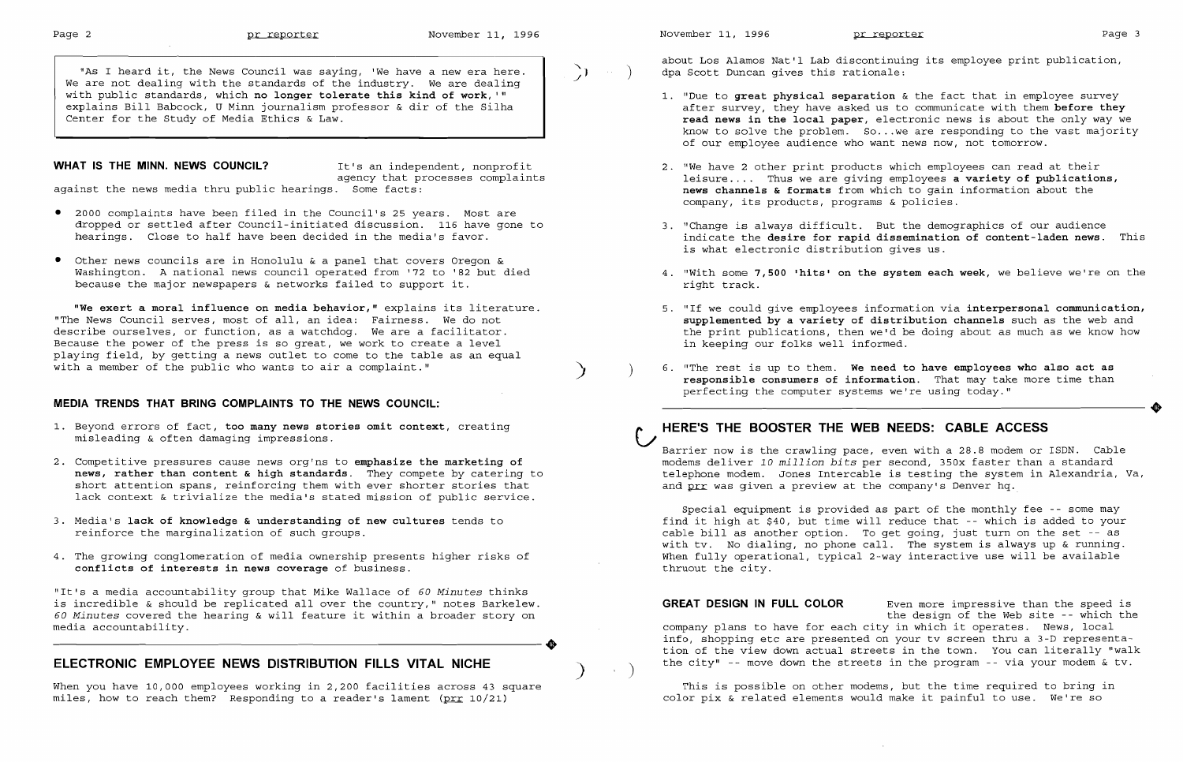"As I heard it, the News Council was saying, 'We have a new era here. We are not dealing with the standards of the industry. We are dealing with public standards, which **no longer tolerate this kind of work**,'" explains Bill Babcock, U Minn journalism professor & dir of the Silha Center for the Study of Media Ethics & Law.

**WHAT IS THE MINN. NEWS COUNCIL?** It's an independent, nonprofit agency that processes complaints against the news media thru public hearings. Some facts:

- 2000 complaints have been filed in the Council's 25 years. Most are dropped or settled after Council-initiated discussion. 116 have gone to hearings. Close to half have been decided in the media's favor.
- Other news councils are in Honolulu & a panel that covers Oregon & Washington. A national news council operated from '72 to '82 but died because the major newspapers & networks failed to support it.

**"We exert a moral influence on media behavior,"** explains its literature. "The News Council serves, most of all, an idea: Fairness. We do not describe ourselves, or function, as a watchdog. We are a facilitator. Because the power of the press is so great, we work to create a level playing field, by getting a news outlet to come to the table as an equal with a member of the public who wants to air a complaint."

## MEDIA TRENDS THAT BRING COMPLAINTS TO THE NEWS COUNCIL:

1. Beyond errors of fact, **too many news stories omit context**, creating misleading & often damaging impressions.
2. Competitive pressures cause news org'ns to **emphasize the marketing of news, rather than content & high standards**. They compete by catering to short attention spans, reinforcing them with ever shorter stories that lack context & trivialize the media's stated mission of public service.
3. Media's **lack of knowledge & understanding of new cultures** tends to reinforce the marginalization of such groups.
4. The growing conglomeration of media ownership presents higher risks of **conflicts of interests in news coverage** of business.

"It's a media accountability group that Mike Wallace of *60 Minutes* thinks is incredible & should be replicated all over the country," notes Barkelew. *60 Minutes* covered the hearing & will feature it within a broader story on media accountability.

## ELECTRONIC EMPLOYEE NEWS DISTRIBUTION FILLS VITAL NICHE

When you have 10,000 employees working in 2,200 facilities across 43 square miles, how to reach them? Responding to a reader's lament (prr 10/21) about Los Alamos Nat'l Lab discontinuing its employee print publication, dpa Scott Duncan gives this rationale:

1. "Due to **great physical separation** & the fact that in employee survey after survey, they have asked us to communicate with them **before they read news in the local paper**, electronic news is about the only way we know to solve the problem. So...we are responding to the vast majority of our employee audience who want news now, not tomorrow.
2. "We have 2 other print products which employees can read at their leisure.... Thus we are giving employees **a variety of publications, news channels & formats** from which to gain information about the company, its products, programs & policies.
3. "Change is always difficult. But the demographics of our audience indicate the **desire for rapid dissemination of content-laden news**. This is what electronic distribution gives us.
4. "With some **7,500 'hits' on the system each week**, we believe we're on the right track.
5. "If we could give employees information via **interpersonal communication, supplemented by a variety of distribution channels** such as the web and the print publications, then we'd be doing about as much as we know how in keeping our folks well informed.
6. "The rest is up to them. **We need to have employees who also act as responsible consumers of information**. That may take more time than perfecting the computer systems we're using today."

## HERE'S THE BOOSTER THE WEB NEEDS: CABLE ACCESS

Barrier now is the crawling pace, even with a 28.8 modem or ISDN. Cable modems deliver *10 million bits* per second, 350x faster than a standard telephone modem. Jones Intercable is testing the system in Alexandria, Va, and prr was given a preview at the company's Denver hq.

Special equipment is provided as part of the monthly fee -- some may find it high at $40, but time will reduce that -- which is added to your cable bill as another option. To get going, just turn on the set -- as with tv. No dialing, no phone call. The system is always up & running. When fully operational, typical 2-way interactive use will be available thruout the city.

**GREAT DESIGN IN FULL COLOR** Even more impressive than the speed is the design of the Web site -- which the company plans to have for each city in which it operates. News, local info, shopping etc are presented on your tv screen thru a 3-D representation of the view down actual streets in the town. You can literally "walk the city" -- move down the streets in the program -- via your modem & tv.

This is possible on other modems, but the time required to bring in color pix & related elements would make it painful to use. We're so